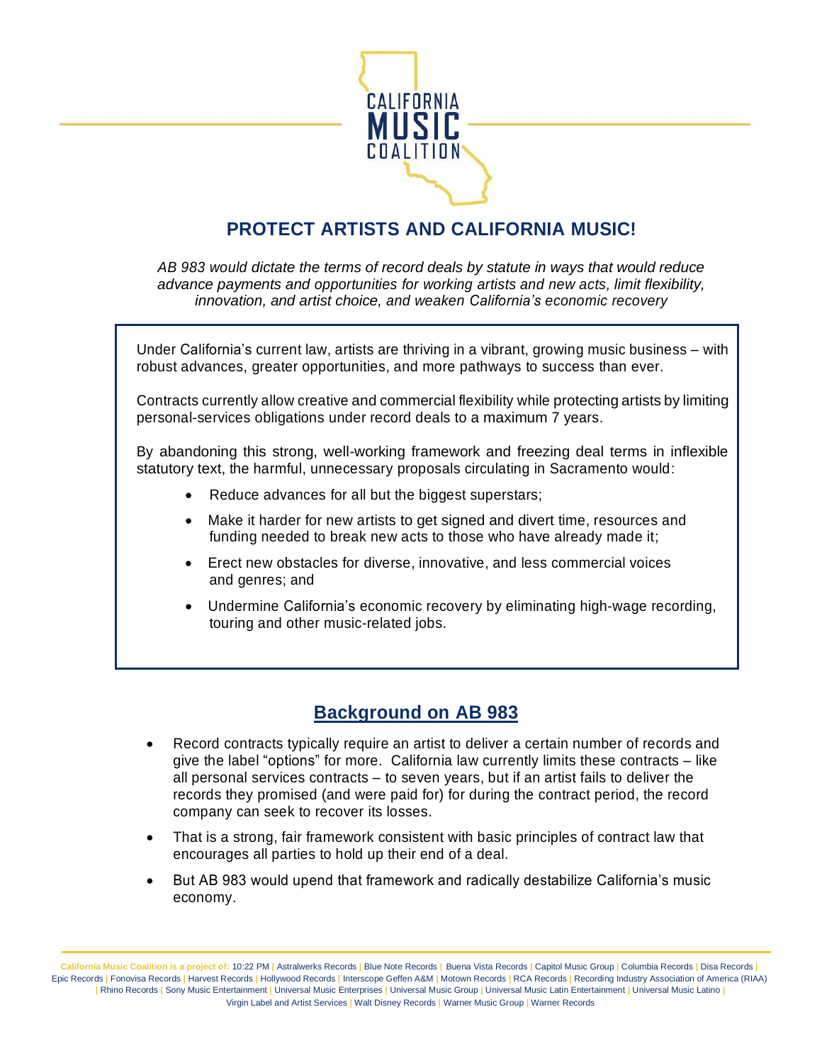CALIFORNIA MUSIC COALITION

## PROTECT ARTISTS AND CALIFORNIA MUSIC!

*AB 983 would dictate the terms of record deals by statute in ways that would reduce advance payments and opportunities for working artists and new acts, limit flexibility, innovation, and artist choice, and weaken California's economic recovery*

Under California's current law, artists are thriving in a vibrant, growing music business – with robust advances, greater opportunities, and more pathways to success than ever.

Contracts currently allow creative and commercial flexibility while protecting artists by limiting personal-services obligations under record deals to a maximum 7 years.

By abandoning this strong, well-working framework and freezing deal terms in inflexible statutory text, the harmful, unnecessary proposals circulating in Sacramento would:

- Reduce advances for all but the biggest superstars;
- Make it harder for new artists to get signed and divert time, resources and funding needed to break new acts to those who have already made it;
- Erect new obstacles for diverse, innovative, and less commercial voices and genres; and
- Undermine California's economic recovery by eliminating high-wage recording, touring and other music-related jobs.

## Background on AB 983

- Record contracts typically require an artist to deliver a certain number of records and give the label "options" for more. California law currently limits these contracts – like all personal services contracts – to seven years, but if an artist fails to deliver the records they promised (and were paid for) for during the contract period, the record company can seek to recover its losses.
- That is a strong, fair framework consistent with basic principles of contract law that encourages all parties to hold up their end of a deal.
- But AB 983 would upend that framework and radically destabilize California's music economy.

California Music Coalition is a project of: 10:22 PM | Astralwerks Records | Blue Note Records | Buena Vista Records | Capitol Music Group | Columbia Records | Disa Records | Epic Records | Fonovisa Records | Harvest Records | Hollywood Records | Interscope Geffen A&M | Motown Records | RCA Records | Recording Industry Association of America (RIAA) | Rhino Records | Sony Music Entertainment | Universal Music Enterprises | Universal Music Group | Universal Music Latin Entertainment | Universal Music Latino | Virgin Label and Artist Services | Walt Disney Records | Warner Music Group | Warner Records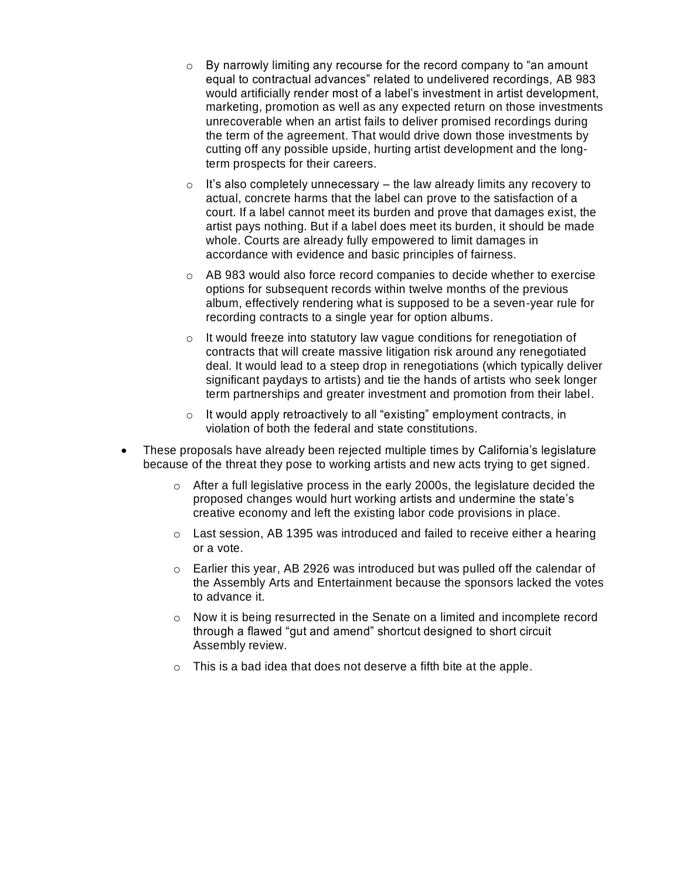- By narrowly limiting any recourse for the record company to "an amount equal to contractual advances" related to undelivered recordings, AB 983 would artificially render most of a label's investment in artist development, marketing, promotion as well as any expected return on those investments unrecoverable when an artist fails to deliver promised recordings during the term of the agreement. That would drive down those investments by cutting off any possible upside, hurting artist development and the long-term prospects for their careers.
    - It's also completely unnecessary – the law already limits any recovery to actual, concrete harms that the label can prove to the satisfaction of a court. If a label cannot meet its burden and prove that damages exist, the artist pays nothing. But if a label does meet its burden, it should be made whole. Courts are already fully empowered to limit damages in accordance with evidence and basic principles of fairness.
    - AB 983 would also force record companies to decide whether to exercise options for subsequent records within twelve months of the previous album, effectively rendering what is supposed to be a seven-year rule for recording contracts to a single year for option albums.
    - It would freeze into statutory law vague conditions for renegotiation of contracts that will create massive litigation risk around any renegotiated deal. It would lead to a steep drop in renegotiations (which typically deliver significant paydays to artists) and tie the hands of artists who seek longer term partnerships and greater investment and promotion from their label.
    - It would apply retroactively to all "existing" employment contracts, in violation of both the federal and state constitutions.

- These proposals have already been rejected multiple times by California's legislature because of the threat they pose to working artists and new acts trying to get signed.
    - After a full legislative process in the early 2000s, the legislature decided the proposed changes would hurt working artists and undermine the state's creative economy and left the existing labor code provisions in place.
    - Last session, AB 1395 was introduced and failed to receive either a hearing or a vote.
    - Earlier this year, AB 2926 was introduced but was pulled off the calendar of the Assembly Arts and Entertainment because the sponsors lacked the votes to advance it.
    - Now it is being resurrected in the Senate on a limited and incomplete record through a flawed "gut and amend" shortcut designed to short circuit Assembly review.
    - This is a bad idea that does not deserve a fifth bite at the apple.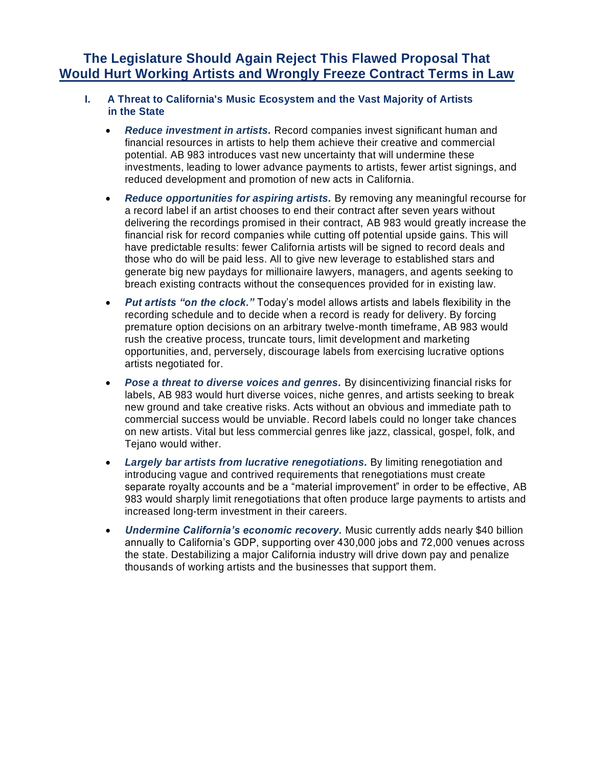# The Legislature Should Again Reject This Flawed Proposal That Would Hurt Working Artists and Wrongly Freeze Contract Terms in Law

## I. A Threat to California's Music Ecosystem and the Vast Majority of Artists in the State

- ***Reduce investment in artists.*** Record companies invest significant human and financial resources in artists to help them achieve their creative and commercial potential. AB 983 introduces vast new uncertainty that will undermine these investments, leading to lower advance payments to artists, fewer artist signings, and reduced development and promotion of new acts in California.

- ***Reduce opportunities for aspiring artists.*** By removing any meaningful recourse for a record label if an artist chooses to end their contract after seven years without delivering the recordings promised in their contract, AB 983 would greatly increase the financial risk for record companies while cutting off potential upside gains. This will have predictable results: fewer California artists will be signed to record deals and those who do will be paid less. All to give new leverage to established stars and generate big new paydays for millionaire lawyers, managers, and agents seeking to breach existing contracts without the consequences provided for in existing law.

- ***Put artists "on the clock."*** Today's model allows artists and labels flexibility in the recording schedule and to decide when a record is ready for delivery. By forcing premature option decisions on an arbitrary twelve-month timeframe, AB 983 would rush the creative process, truncate tours, limit development and marketing opportunities, and, perversely, discourage labels from exercising lucrative options artists negotiated for.

- ***Pose a threat to diverse voices and genres.*** By disincentivizing financial risks for labels, AB 983 would hurt diverse voices, niche genres, and artists seeking to break new ground and take creative risks. Acts without an obvious and immediate path to commercial success would be unviable. Record labels could no longer take chances on new artists. Vital but less commercial genres like jazz, classical, gospel, folk, and Tejano would wither.

- ***Largely bar artists from lucrative renegotiations.*** By limiting renegotiation and introducing vague and contrived requirements that renegotiations must create separate royalty accounts and be a "material improvement" in order to be effective, AB 983 would sharply limit renegotiations that often produce large payments to artists and increased long-term investment in their careers.

- ***Undermine California's economic recovery.*** Music currently adds nearly $40 billion annually to California's GDP, supporting over 430,000 jobs and 72,000 venues across the state. Destabilizing a major California industry will drive down pay and penalize thousands of working artists and the businesses that support them.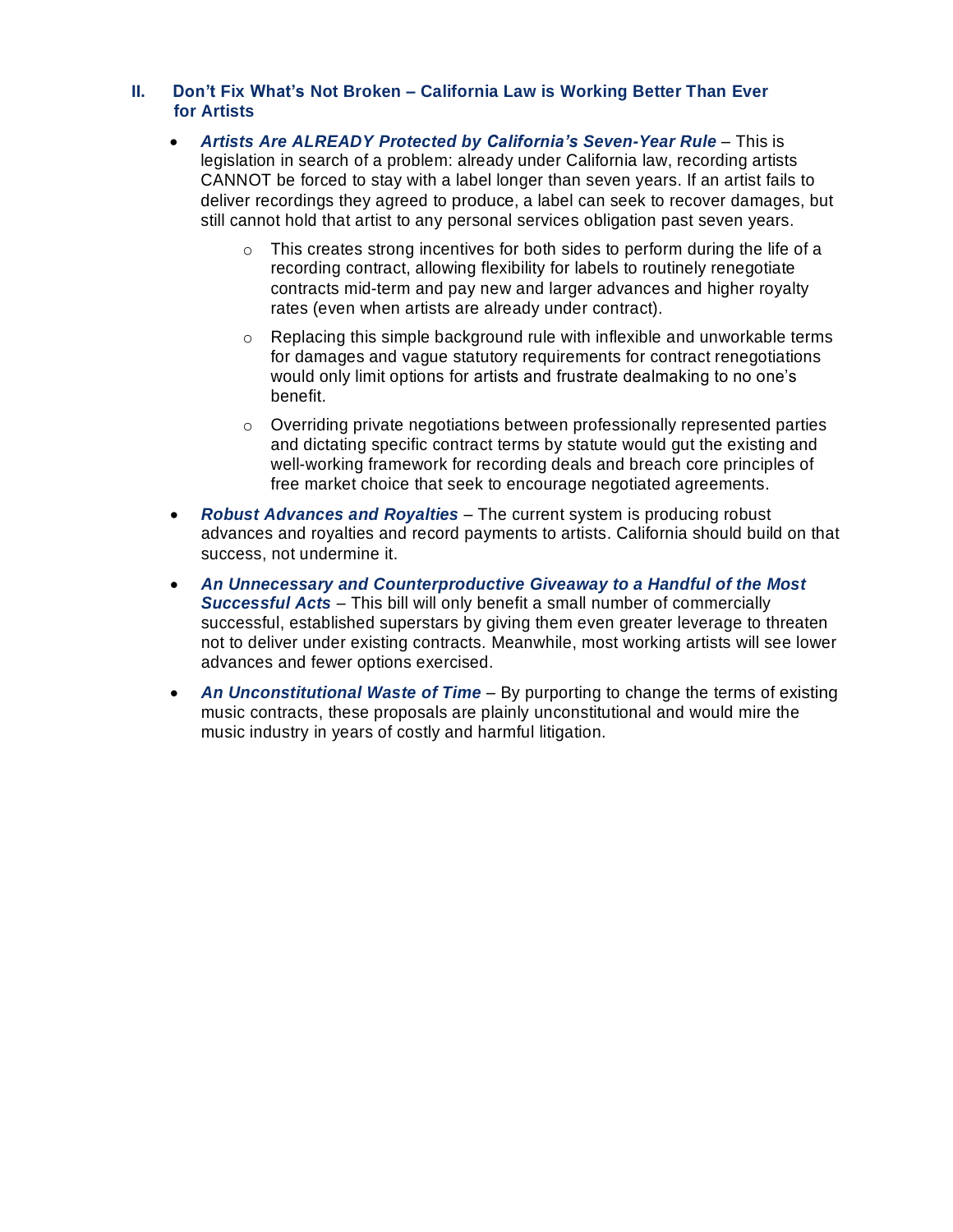## II. Don't Fix What's Not Broken – California Law is Working Better Than Ever for Artists

- ***Artists Are ALREADY Protected by California's Seven-Year Rule*** – This is legislation in search of a problem: already under California law, recording artists CANNOT be forced to stay with a label longer than seven years. If an artist fails to deliver recordings they agreed to produce, a label can seek to recover damages, but still cannot hold that artist to any personal services obligation past seven years.
  - This creates strong incentives for both sides to perform during the life of a recording contract, allowing flexibility for labels to routinely renegotiate contracts mid-term and pay new and larger advances and higher royalty rates (even when artists are already under contract).
  - Replacing this simple background rule with inflexible and unworkable terms for damages and vague statutory requirements for contract renegotiations would only limit options for artists and frustrate dealmaking to no one's benefit.
  - Overriding private negotiations between professionally represented parties and dictating specific contract terms by statute would gut the existing and well-working framework for recording deals and breach core principles of free market choice that seek to encourage negotiated agreements.
- ***Robust Advances and Royalties*** – The current system is producing robust advances and royalties and record payments to artists. California should build on that success, not undermine it.
- ***An Unnecessary and Counterproductive Giveaway to a Handful of the Most Successful Acts*** – This bill will only benefit a small number of commercially successful, established superstars by giving them even greater leverage to threaten not to deliver under existing contracts. Meanwhile, most working artists will see lower advances and fewer options exercised.
- ***An Unconstitutional Waste of Time*** – By purporting to change the terms of existing music contracts, these proposals are plainly unconstitutional and would mire the music industry in years of costly and harmful litigation.